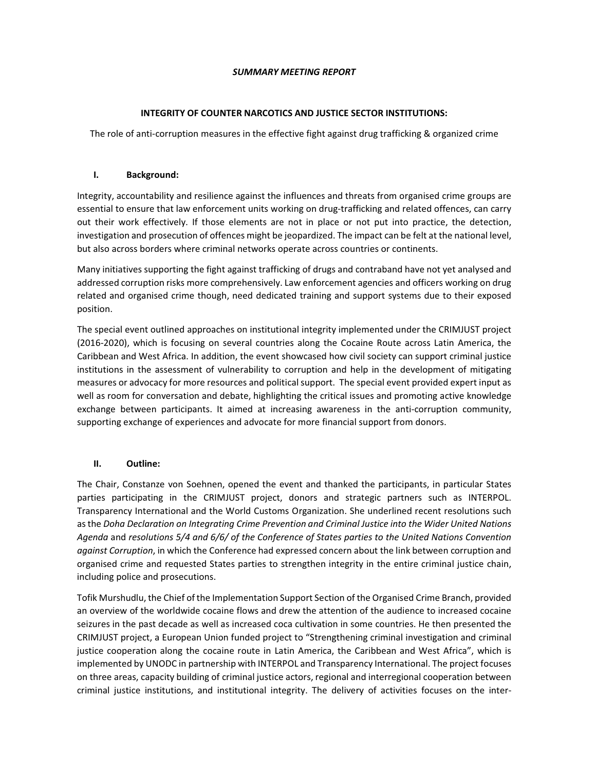*SUMMARY MEETING REPORT*

**INTEGRITY OF COUNTER NARCOTICS AND JUSTICE SECTOR INSTITUTIONS:**

The role of anti-corruption measures in the effective fight against drug trafficking & organized crime

## I. Background:

Integrity, accountability and resilience against the influences and threats from organised crime groups are essential to ensure that law enforcement units working on drug-trafficking and related offences, can carry out their work effectively. If those elements are not in place or not put into practice, the detection, investigation and prosecution of offences might be jeopardized. The impact can be felt at the national level, but also across borders where criminal networks operate across countries or continents.

Many initiatives supporting the fight against trafficking of drugs and contraband have not yet analysed and addressed corruption risks more comprehensively. Law enforcement agencies and officers working on drug related and organised crime though, need dedicated training and support systems due to their exposed position.

The special event outlined approaches on institutional integrity implemented under the CRIMJUST project (2016-2020), which is focusing on several countries along the Cocaine Route across Latin America, the Caribbean and West Africa. In addition, the event showcased how civil society can support criminal justice institutions in the assessment of vulnerability to corruption and help in the development of mitigating measures or advocacy for more resources and political support. The special event provided expert input as well as room for conversation and debate, highlighting the critical issues and promoting active knowledge exchange between participants. It aimed at increasing awareness in the anti-corruption community, supporting exchange of experiences and advocate for more financial support from donors.

## II. Outline:

The Chair, Constanze von Soehnen, opened the event and thanked the participants, in particular States parties participating in the CRIMJUST project, donors and strategic partners such as INTERPOL. Transparency International and the World Customs Organization. She underlined recent resolutions such as the *Doha Declaration on Integrating Crime Prevention and Criminal Justice into the Wider United Nations Agenda* and *resolutions 5/4 and 6/6/ of the Conference of States parties to the United Nations Convention against Corruption*, in which the Conference had expressed concern about the link between corruption and organised crime and requested States parties to strengthen integrity in the entire criminal justice chain, including police and prosecutions.

Tofik Murshudlu, the Chief of the Implementation Support Section of the Organised Crime Branch, provided an overview of the worldwide cocaine flows and drew the attention of the audience to increased cocaine seizures in the past decade as well as increased coca cultivation in some countries. He then presented the CRIMJUST project, a European Union funded project to "Strengthening criminal investigation and criminal justice cooperation along the cocaine route in Latin America, the Caribbean and West Africa", which is implemented by UNODC in partnership with INTERPOL and Transparency International. The project focuses on three areas, capacity building of criminal justice actors, regional and interregional cooperation between criminal justice institutions, and institutional integrity. The delivery of activities focuses on the inter-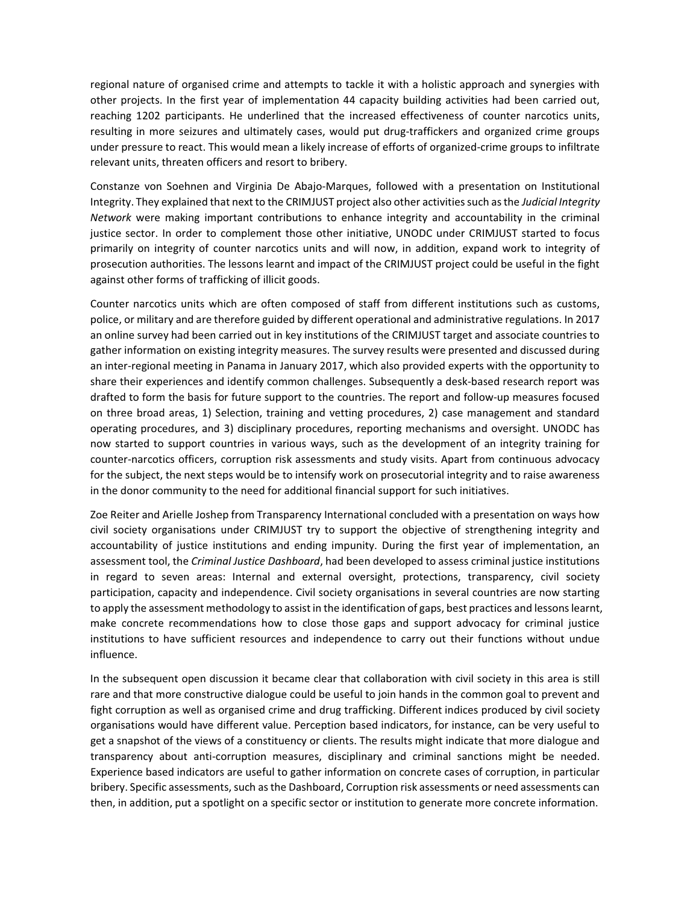regional nature of organised crime and attempts to tackle it with a holistic approach and synergies with other projects. In the first year of implementation 44 capacity building activities had been carried out, reaching 1202 participants. He underlined that the increased effectiveness of counter narcotics units, resulting in more seizures and ultimately cases, would put drug-traffickers and organized crime groups under pressure to react. This would mean a likely increase of efforts of organized-crime groups to infiltrate relevant units, threaten officers and resort to bribery.

Constanze von Soehnen and Virginia De Abajo-Marques, followed with a presentation on Institutional Integrity. They explained that next to the CRIMJUST project also other activities such as the *Judicial Integrity Network* were making important contributions to enhance integrity and accountability in the criminal justice sector. In order to complement those other initiative, UNODC under CRIMJUST started to focus primarily on integrity of counter narcotics units and will now, in addition, expand work to integrity of prosecution authorities. The lessons learnt and impact of the CRIMJUST project could be useful in the fight against other forms of trafficking of illicit goods.

Counter narcotics units which are often composed of staff from different institutions such as customs, police, or military and are therefore guided by different operational and administrative regulations. In 2017 an online survey had been carried out in key institutions of the CRIMJUST target and associate countries to gather information on existing integrity measures. The survey results were presented and discussed during an inter-regional meeting in Panama in January 2017, which also provided experts with the opportunity to share their experiences and identify common challenges. Subsequently a desk-based research report was drafted to form the basis for future support to the countries. The report and follow-up measures focused on three broad areas, 1) Selection, training and vetting procedures, 2) case management and standard operating procedures, and 3) disciplinary procedures, reporting mechanisms and oversight. UNODC has now started to support countries in various ways, such as the development of an integrity training for counter-narcotics officers, corruption risk assessments and study visits. Apart from continuous advocacy for the subject, the next steps would be to intensify work on prosecutorial integrity and to raise awareness in the donor community to the need for additional financial support for such initiatives.

Zoe Reiter and Arielle Joshep from Transparency International concluded with a presentation on ways how civil society organisations under CRIMJUST try to support the objective of strengthening integrity and accountability of justice institutions and ending impunity. During the first year of implementation, an assessment tool, the *Criminal Justice Dashboard*, had been developed to assess criminal justice institutions in regard to seven areas: Internal and external oversight, protections, transparency, civil society participation, capacity and independence. Civil society organisations in several countries are now starting to apply the assessment methodology to assist in the identification of gaps, best practices and lessons learnt, make concrete recommendations how to close those gaps and support advocacy for criminal justice institutions to have sufficient resources and independence to carry out their functions without undue influence.

In the subsequent open discussion it became clear that collaboration with civil society in this area is still rare and that more constructive dialogue could be useful to join hands in the common goal to prevent and fight corruption as well as organised crime and drug trafficking. Different indices produced by civil society organisations would have different value. Perception based indicators, for instance, can be very useful to get a snapshot of the views of a constituency or clients. The results might indicate that more dialogue and transparency about anti-corruption measures, disciplinary and criminal sanctions might be needed. Experience based indicators are useful to gather information on concrete cases of corruption, in particular bribery. Specific assessments, such as the Dashboard, Corruption risk assessments or need assessments can then, in addition, put a spotlight on a specific sector or institution to generate more concrete information.